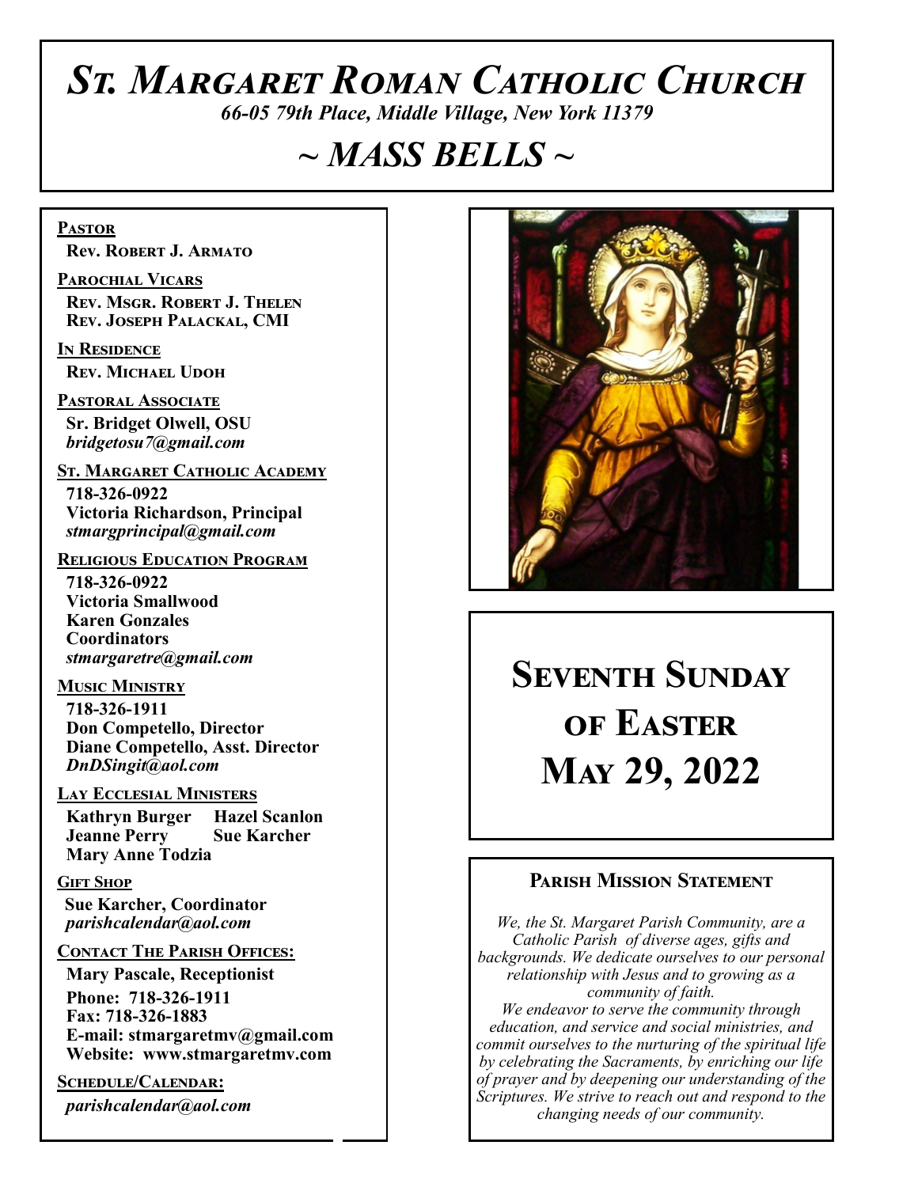# *St. Margaret Roman Catholic Church*

*66-05 79th Place, Middle Village, New York 11379*

## *~ MASS BELLS ~*

**Pastor**
**Rev. Robert J. Armato**

**Parochial Vicars**
**Rev. Msgr. Robert J. Thelen**
**Rev. Joseph Palackal, CMI**

**In Residence**
**Rev. Michael Udoh**

**Pastoral Associate**
**Sr. Bridget Olwell, OSU**
***bridgetosu7@gmail.com***

**St. Margaret Catholic Academy**
**718-326-0922**
**Victoria Richardson, Principal**
***stmargprincipal@gmail.com***

**Religious Education Program**
**718-326-0922**
**Victoria Smallwood**
**Karen Gonzales**
**Coordinators**
***stmargaretre@gmail.com***

**Music Ministry**
**718-326-1911**
**Don Competello, Director**
**Diane Competello, Asst. Director**
***DnDSingit@aol.com***

**Lay Ecclesial Ministers**
**Kathryn Burger**
**Hazel Scanlon**
**Jeanne Perry**
**Sue Karcher**
**Mary Anne Todzia**

**Gift Shop**
**Sue Karcher, Coordinator**
***parishcalendar@aol.com***

**Contact The Parish Offices:**
**Mary Pascale, Receptionist**
**Phone: 718-326-1911**
**Fax: 718-326-1883**
**E-mail: stmargaretmv@gmail.com**
**Website: www.stmargaretmv.com**

**Schedule/Calendar:**
***parishcalendar@aol.com***

# Seventh Sunday of Easter
# May 29, 2022

### Parish Mission Statement

*We, the St. Margaret Parish Community, are a Catholic Parish of diverse ages, gifts and backgrounds. We dedicate ourselves to our personal relationship with Jesus and to growing as a community of faith.*
*We endeavor to serve the community through education, and service and social ministries, and commit ourselves to the nurturing of the spiritual life by celebrating the Sacraments, by enriching our life of prayer and by deepening our understanding of the Scriptures. We strive to reach out and respond to the changing needs of our community.*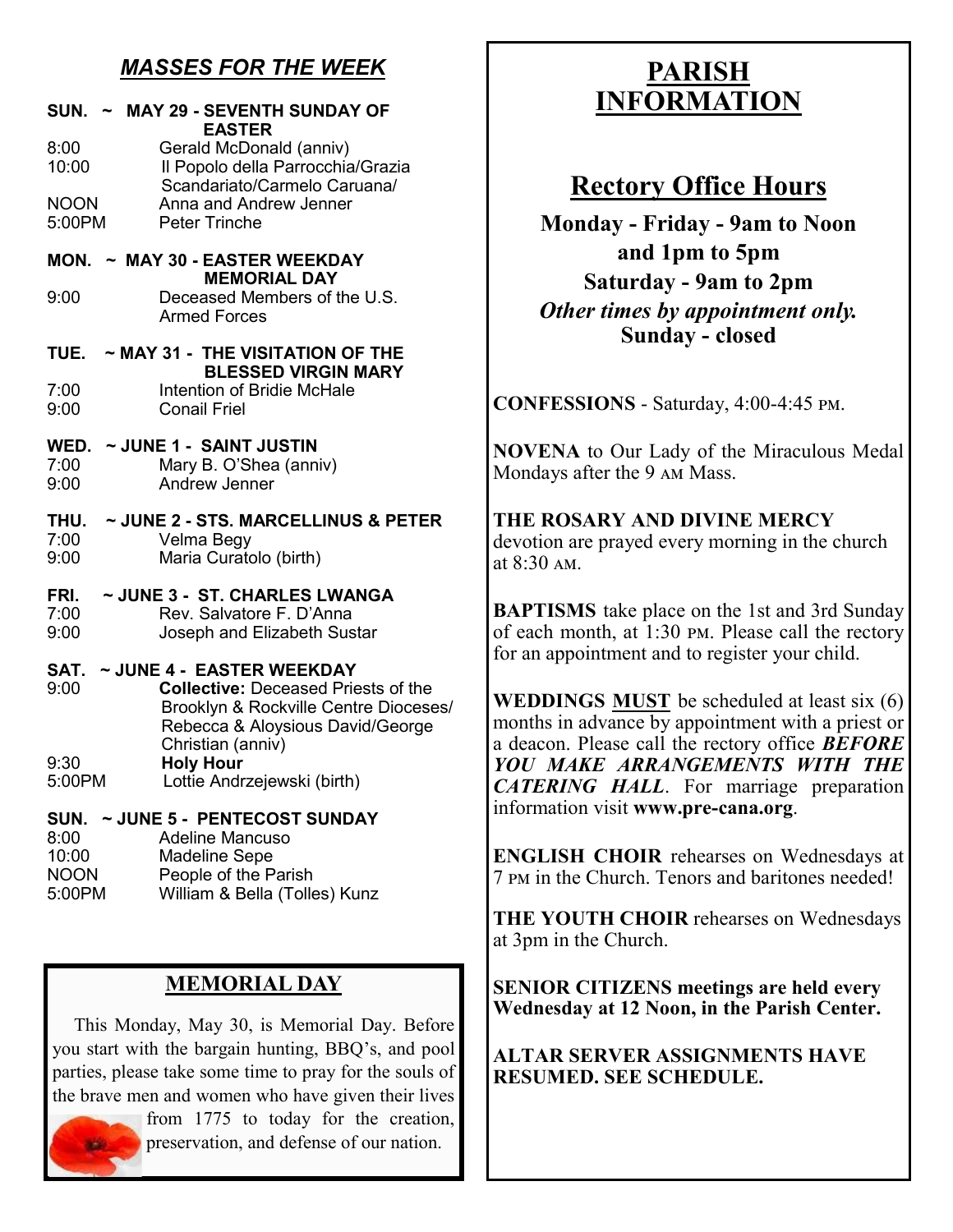## *MASSES FOR THE WEEK*

**SUN. ~ MAY 29 - SEVENTH SUNDAY OF EASTER**

8:00 Gerald McDonald (anniv)
10:00 Il Popolo della Parrocchia/Grazia Scandariato/Carmelo Caruana/
NOON Anna and Andrew Jenner
5:00PM Peter Trinche

**MON. ~ MAY 30 - EASTER WEEKDAY MEMORIAL DAY**

9:00 Deceased Members of the U.S. Armed Forces

**TUE. ~ MAY 31 - THE VISITATION OF THE BLESSED VIRGIN MARY**

7:00 Intention of Bridie McHale
9:00 Conail Friel

**WED. ~ JUNE 1 - SAINT JUSTIN**

7:00 Mary B. O'Shea (anniv)
9:00 Andrew Jenner

**THU. ~ JUNE 2 - STS. MARCELLINUS & PETER**

7:00 Velma Begy
9:00 Maria Curatolo (birth)

**FRI. ~ JUNE 3 - ST. CHARLES LWANGA**

7:00 Rev. Salvatore F. D'Anna
9:00 Joseph and Elizabeth Sustar

**SAT. ~ JUNE 4 - EASTER WEEKDAY**

9:00 **Collective:** Deceased Priests of the Brooklyn & Rockville Centre Dioceses/ Rebecca & Aloysious David/George Christian (anniv)
9:30 **Holy Hour**
5:00PM Lottie Andrzejewski (birth)

**SUN. ~ JUNE 5 - PENTECOST SUNDAY**

8:00 Adeline Mancuso
10:00 Madeline Sepe
NOON People of the Parish
5:00PM William & Bella (Tolles) Kunz

## MEMORIAL DAY

This Monday, May 30, is Memorial Day. Before you start with the bargain hunting, BBQ's, and pool parties, please take some time to pray for the souls of the brave men and women who have given their lives from 1775 to today for the creation, preservation, and defense of our nation.

# PARISH INFORMATION

## Rectory Office Hours

**Monday - Friday - 9am to Noon and 1pm to 5pm**
**Saturday - 9am to 2pm**
***Other times by appointment only.***
**Sunday - closed**

**CONFESSIONS** - Saturday, 4:00-4:45 PM.

**NOVENA** to Our Lady of the Miraculous Medal Mondays after the 9 AM Mass.

**THE ROSARY AND DIVINE MERCY** devotion are prayed every morning in the church at 8:30 AM.

**BAPTISMS** take place on the 1st and 3rd Sunday of each month, at 1:30 PM. Please call the rectory for an appointment and to register your child.

**WEDDINGS <u>MUST</u>** be scheduled at least six (6) months in advance by appointment with a priest or a deacon. Please call the rectory office ***BEFORE YOU MAKE ARRANGEMENTS WITH THE CATERING HALL***. For marriage preparation information visit **www.pre-cana.org**.

**ENGLISH CHOIR** rehearses on Wednesdays at 7 PM in the Church. Tenors and baritones needed!

**THE YOUTH CHOIR** rehearses on Wednesdays at 3pm in the Church.

**SENIOR CITIZENS meetings are held every Wednesday at 12 Noon, in the Parish Center.**

**ALTAR SERVER ASSIGNMENTS HAVE RESUMED. SEE SCHEDULE.**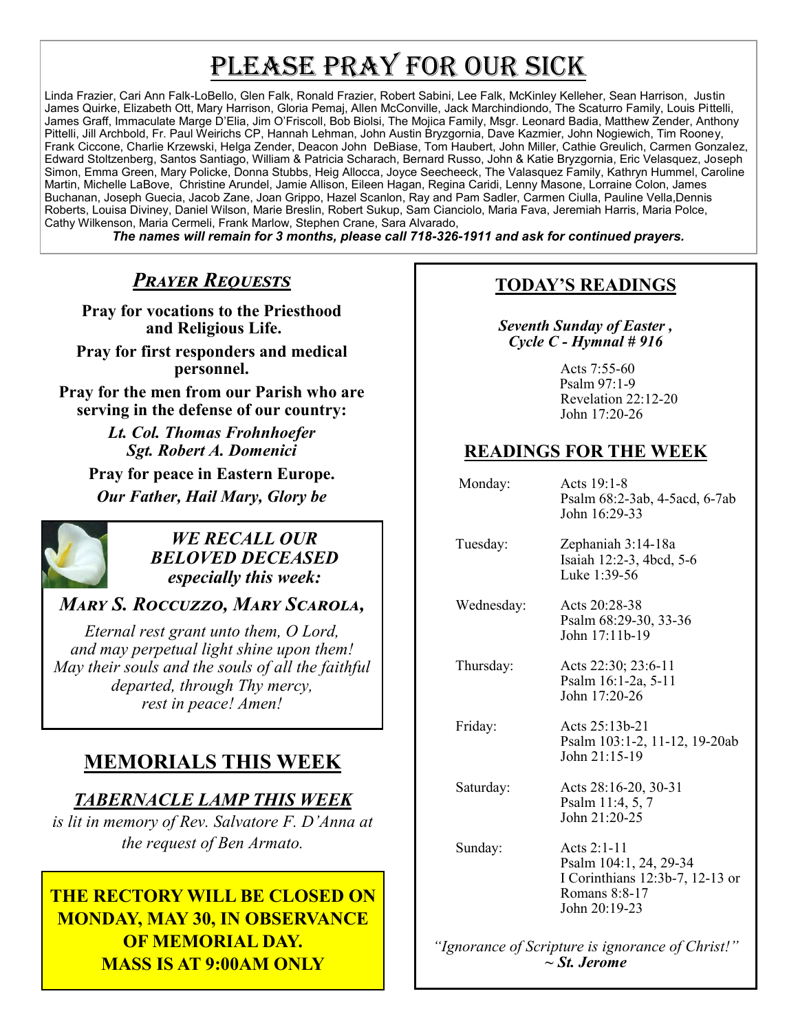# Please Pray for Our Sick

Linda Frazier, Cari Ann Falk-LoBello, Glen Falk, Ronald Frazier, Robert Sabini, Lee Falk, McKinley Kelleher, Sean Harrison, Justin James Quirke, Elizabeth Ott, Mary Harrison, Gloria Pemaj, Allen McConville, Jack Marchindiondo, The Scaturro Family, Louis Pittelli, James Graff, Immaculate Marge D'Elia, Jim O'Friscoll, Bob Biolsi, The Mojica Family, Msgr. Leonard Badia, Matthew Zender, Anthony Pittelli, Jill Archbold, Fr. Paul Weirichs CP, Hannah Lehman, John Austin Bryzgornia, Dave Kazmier, John Nogiewich, Tim Rooney, Frank Ciccone, Charlie Krzewski, Helga Zender, Deacon John DeBiase, Tom Haubert, John Miller, Cathie Greulich, Carmen Gonzalez, Edward Stoltzenberg, Santos Santiago, William & Patricia Scharach, Bernard Russo, John & Katie Bryzgornia, Eric Velasquez, Joseph Simon, Emma Green, Mary Policke, Donna Stubbs, Heig Allocca, Joyce Seecheeck, The Valasquez Family, Kathryn Hummel, Caroline Martin, Michelle LaBove, Christine Arundel, Jamie Allison, Eileen Hagan, Regina Caridi, Lenny Masone, Lorraine Colon, James Buchanan, Joseph Guecia, Jacob Zane, Joan Grippo, Hazel Scanlon, Ray and Pam Sadler, Carmen Ciulla, Pauline Vella,Dennis Roberts, Louisa Diviney, Daniel Wilson, Marie Breslin, Robert Sukup, Sam Cianciolo, Maria Fava, Jeremiah Harris, Maria Polce, Cathy Wilkenson, Maria Cermeli, Frank Marlow, Stephen Crane, Sara Alvarado,

***The names will remain for 3 months, please call 718-326-1911 and ask for continued prayers.***

## *Prayer Requests*

**Pray for vocations to the Priesthood and Religious Life.**

**Pray for first responders and medical personnel.**

**Pray for the men from our Parish who are serving in the defense of our country:**

***Lt. Col. Thomas Frohnhoefer***
***Sgt. Robert A. Domenici***

**Pray for peace in Eastern Europe.**

***Our Father, Hail Mary, Glory be***

### *We Recall Our Beloved Deceased especially this week:*

***Mary S. Roccuzzo, Mary Scarola,***

*Eternal rest grant unto them, O Lord, and may perpetual light shine upon them! May their souls and the souls of all the faithful departed, through Thy mercy, rest in peace! Amen!*

## Memorials This Week

### *Tabernacle Lamp This Week*

*is lit in memory of Rev. Salvatore F. D'Anna at the request of Ben Armato.*

**THE RECTORY WILL BE CLOSED ON MONDAY, MAY 30, IN OBSERVANCE OF MEMORIAL DAY. MASS IS AT 9:00AM ONLY**

## Today's Readings

***Seventh Sunday of Easter , Cycle C - Hymnal # 916***

Acts 7:55-60
Psalm 97:1-9
Revelation 22:12-20
John 17:20-26

## Readings for the Week

| | |
|---|---|
| Monday: | Acts 19:1-8<br>Psalm 68:2-3ab, 4-5acd, 6-7ab<br>John 16:29-33 |
| Tuesday: | Zephaniah 3:14-18a<br>Isaiah 12:2-3, 4bcd, 5-6<br>Luke 1:39-56 |
| Wednesday: | Acts 20:28-38<br>Psalm 68:29-30, 33-36<br>John 17:11b-19 |
| Thursday: | Acts 22:30; 23:6-11<br>Psalm 16:1-2a, 5-11<br>John 17:20-26 |
| Friday: | Acts 25:13b-21<br>Psalm 103:1-2, 11-12, 19-20ab<br>John 21:15-19 |
| Saturday: | Acts 28:16-20, 30-31<br>Psalm 11:4, 5, 7<br>John 21:20-25 |
| Sunday: | Acts 2:1-11<br>Psalm 104:1, 24, 29-34<br>I Corinthians 12:3b-7, 12-13 or Romans 8:8-17<br>John 20:19-23 |

*"Ignorance of Scripture is ignorance of Christ!"*
***~ St. Jerome***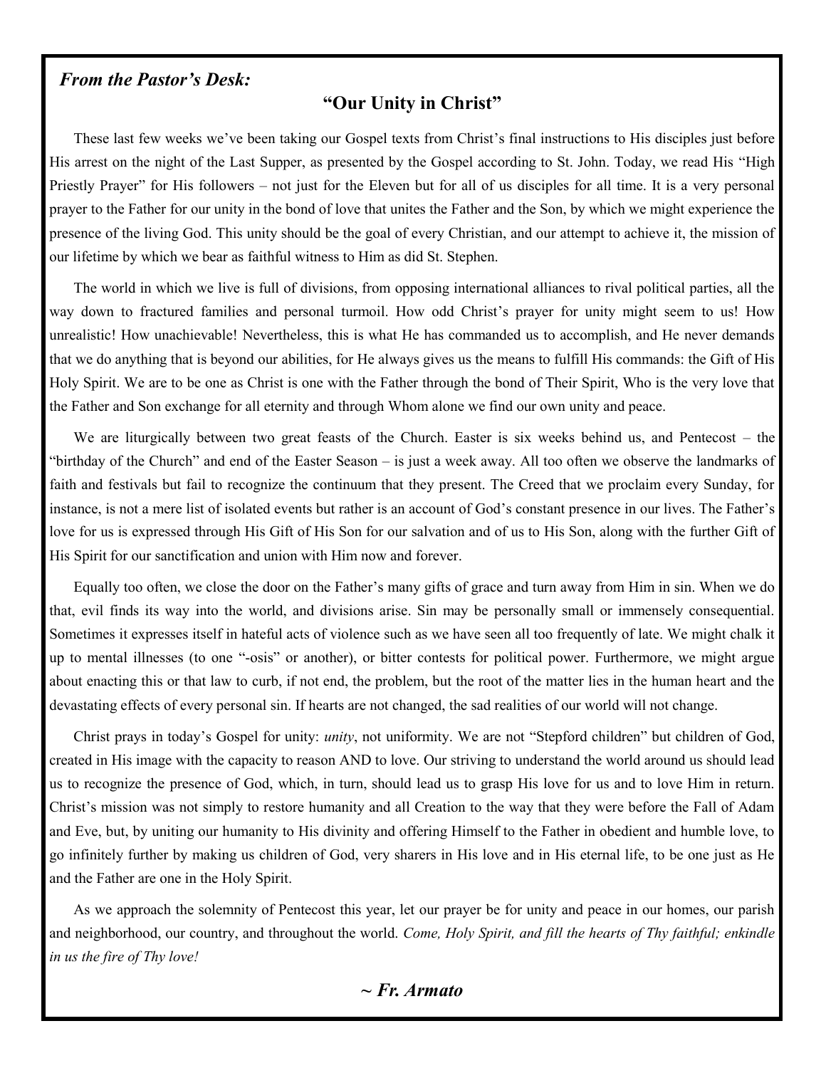***From the Pastor's Desk:***

## "Our Unity in Christ"

These last few weeks we've been taking our Gospel texts from Christ's final instructions to His disciples just before His arrest on the night of the Last Supper, as presented by the Gospel according to St. John. Today, we read His "High Priestly Prayer" for His followers – not just for the Eleven but for all of us disciples for all time. It is a very personal prayer to the Father for our unity in the bond of love that unites the Father and the Son, by which we might experience the presence of the living God. This unity should be the goal of every Christian, and our attempt to achieve it, the mission of our lifetime by which we bear as faithful witness to Him as did St. Stephen.

The world in which we live is full of divisions, from opposing international alliances to rival political parties, all the way down to fractured families and personal turmoil. How odd Christ's prayer for unity might seem to us! How unrealistic! How unachievable! Nevertheless, this is what He has commanded us to accomplish, and He never demands that we do anything that is beyond our abilities, for He always gives us the means to fulfill His commands: the Gift of His Holy Spirit. We are to be one as Christ is one with the Father through the bond of Their Spirit, Who is the very love that the Father and Son exchange for all eternity and through Whom alone we find our own unity and peace.

We are liturgically between two great feasts of the Church. Easter is six weeks behind us, and Pentecost – the "birthday of the Church" and end of the Easter Season – is just a week away. All too often we observe the landmarks of faith and festivals but fail to recognize the continuum that they present. The Creed that we proclaim every Sunday, for instance, is not a mere list of isolated events but rather is an account of God's constant presence in our lives. The Father's love for us is expressed through His Gift of His Son for our salvation and of us to His Son, along with the further Gift of His Spirit for our sanctification and union with Him now and forever.

Equally too often, we close the door on the Father's many gifts of grace and turn away from Him in sin. When we do that, evil finds its way into the world, and divisions arise. Sin may be personally small or immensely consequential. Sometimes it expresses itself in hateful acts of violence such as we have seen all too frequently of late. We might chalk it up to mental illnesses (to one "-osis" or another), or bitter contests for political power. Furthermore, we might argue about enacting this or that law to curb, if not end, the problem, but the root of the matter lies in the human heart and the devastating effects of every personal sin. If hearts are not changed, the sad realities of our world will not change.

Christ prays in today's Gospel for unity: *unity*, not uniformity. We are not "Stepford children" but children of God, created in His image with the capacity to reason AND to love. Our striving to understand the world around us should lead us to recognize the presence of God, which, in turn, should lead us to grasp His love for us and to love Him in return. Christ's mission was not simply to restore humanity and all Creation to the way that they were before the Fall of Adam and Eve, but, by uniting our humanity to His divinity and offering Himself to the Father in obedient and humble love, to go infinitely further by making us children of God, very sharers in His love and in His eternal life, to be one just as He and the Father are one in the Holy Spirit.

As we approach the solemnity of Pentecost this year, let our prayer be for unity and peace in our homes, our parish and neighborhood, our country, and throughout the world. *Come, Holy Spirit, and fill the hearts of Thy faithful; enkindle in us the fire of Thy love!*

***~ Fr. Armato***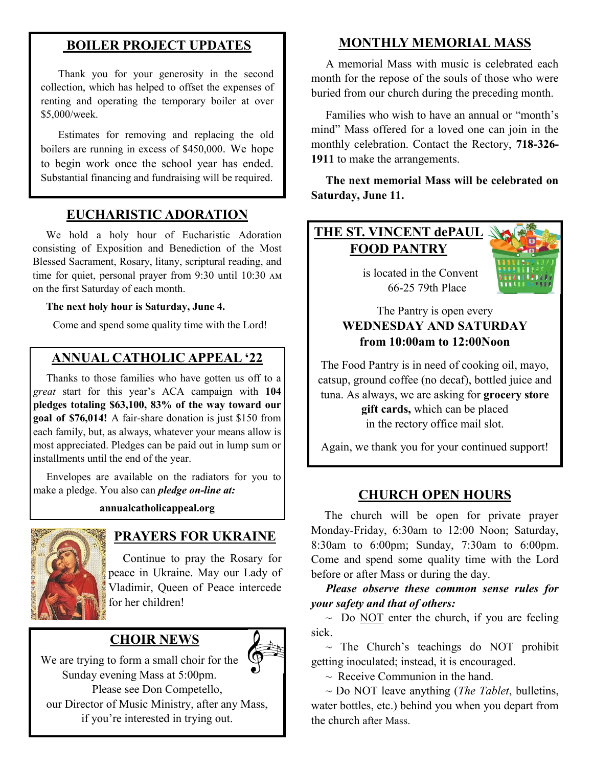## BOILER PROJECT UPDATES

Thank you for your generosity in the second collection, which has helped to offset the expenses of renting and operating the temporary boiler at over $5,000/week.

Estimates for removing and replacing the old boilers are running in excess of $450,000. We hope to begin work once the school year has ended. Substantial financing and fundraising will be required.

## EUCHARISTIC ADORATION

We hold a holy hour of Eucharistic Adoration consisting of Exposition and Benediction of the Most Blessed Sacrament, Rosary, litany, scriptural reading, and time for quiet, personal prayer from 9:30 until 10:30 AM on the first Saturday of each month.

**The next holy hour is Saturday, June 4.**

Come and spend some quality time with the Lord!

## ANNUAL CATHOLIC APPEAL '22

Thanks to those families who have gotten us off to a *great* start for this year's ACA campaign with **104 pledges totaling $63,100, 83% of the way toward our goal of $76,014!** A fair-share donation is just $150 from each family, but, as always, whatever your means allow is most appreciated. Pledges can be paid out in lump sum or installments until the end of the year.

Envelopes are available on the radiators for you to make a pledge. You also can ***pledge on-line at:***

**annualcatholicappeal.org**

## PRAYERS FOR UKRAINE

Continue to pray the Rosary for peace in Ukraine. May our Lady of Vladimir, Queen of Peace intercede for her children!

## CHOIR NEWS

We are trying to form a small choir for the Sunday evening Mass at 5:00pm.
Please see Don Competello, our Director of Music Ministry, after any Mass, if you're interested in trying out.

## MONTHLY MEMORIAL MASS

A memorial Mass with music is celebrated each month for the repose of the souls of those who were buried from our church during the preceding month.

Families who wish to have an annual or "month's mind" Mass offered for a loved one can join in the monthly celebration. Contact the Rectory, **718-326-1911** to make the arrangements.

**The next memorial Mass will be celebrated on Saturday, June 11.**

## THE ST. VINCENT dePAUL FOOD PANTRY

is located in the Convent
66-25 79th Place

The Pantry is open every
**WEDNESDAY AND SATURDAY**
**from 10:00am to 12:00Noon**

The Food Pantry is in need of cooking oil, mayo, catsup, ground coffee (no decaf), bottled juice and tuna. As always, we are asking for **grocery store gift cards,** which can be placed in the rectory office mail slot.

Again, we thank you for your continued support!

## CHURCH OPEN HOURS

The church will be open for private prayer Monday-Friday, 6:30am to 12:00 Noon; Saturday, 8:30am to 6:00pm; Sunday, 7:30am to 6:00pm. Come and spend some quality time with the Lord before or after Mass or during the day.

***Please observe these common sense rules for your safety and that of others:***

~ Do NOT enter the church, if you are feeling sick.

~ The Church's teachings do NOT prohibit getting inoculated; instead, it is encouraged.

~ Receive Communion in the hand.

~ Do NOT leave anything (*The Tablet*, bulletins, water bottles, etc.) behind you when you depart from the church after Mass.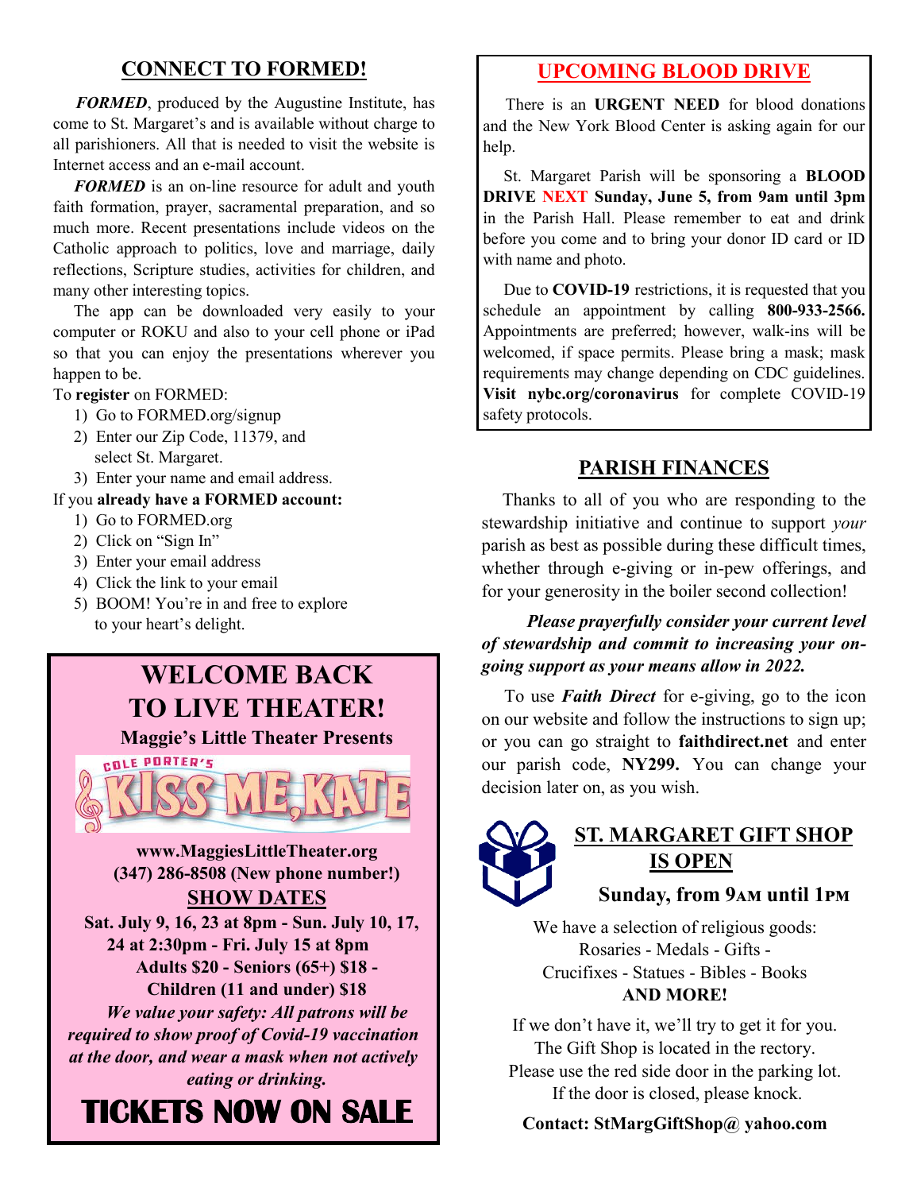## CONNECT TO FORMED!

***FORMED***, produced by the Augustine Institute, has come to St. Margaret's and is available without charge to all parishioners. All that is needed to visit the website is Internet access and an e-mail account.

***FORMED*** is an on-line resource for adult and youth faith formation, prayer, sacramental preparation, and so much more. Recent presentations include videos on the Catholic approach to politics, love and marriage, daily reflections, Scripture studies, activities for children, and many other interesting topics.

The app can be downloaded very easily to your computer or ROKU and also to your cell phone or iPad so that you can enjoy the presentations wherever you happen to be.

To **register** on FORMED:

1) Go to FORMED.org/signup
2) Enter our Zip Code, 11379, and select St. Margaret.
3) Enter your name and email address.

If you **already have a FORMED account:**

1) Go to FORMED.org
2) Click on "Sign In"
3) Enter your email address
4) Click the link to your email
5) BOOM! You're in and free to explore to your heart's delight.

## WELCOME BACK TO LIVE THEATER!

**Maggie's Little Theater Presents**

COLE PORTER'S KISS ME, KATE

**www.MaggiesLittleTheater.org**
**(347) 286-8508 (New phone number!)**

**SHOW DATES**

**Sat. July 9, 16, 23 at 8pm - Sun. July 10, 17, 24 at 2:30pm - Fri. July 15 at 8pm**
**Adults $20 - Seniors (65+) $18 - Children (11 and under) $18**

***We value your safety: All patrons will be required to show proof of Covid-19 vaccination at the door, and wear a mask when not actively eating or drinking.***

**TICKETS NOW ON SALE**

## UPCOMING BLOOD DRIVE

There is an **URGENT NEED** for blood donations and the New York Blood Center is asking again for our help.

St. Margaret Parish will be sponsoring a **BLOOD DRIVE NEXT Sunday, June 5, from 9am until 3pm** in the Parish Hall. Please remember to eat and drink before you come and to bring your donor ID card or ID with name and photo.

Due to **COVID-19** restrictions, it is requested that you schedule an appointment by calling **800-933-2566.** Appointments are preferred; however, walk-ins will be welcomed, if space permits. Please bring a mask; mask requirements may change depending on CDC guidelines. **Visit nybc.org/coronavirus** for complete COVID-19 safety protocols.

## PARISH FINANCES

Thanks to all of you who are responding to the stewardship initiative and continue to support *your* parish as best as possible during these difficult times, whether through e-giving or in-pew offerings, and for your generosity in the boiler second collection!

***Please prayerfully consider your current level of stewardship and commit to increasing your on-going support as your means allow in 2022.***

To use ***Faith Direct*** for e-giving, go to the icon on our website and follow the instructions to sign up; or you can go straight to **faithdirect.net** and enter our parish code, **NY299.** You can change your decision later on, as you wish.

## ST. MARGARET GIFT SHOP IS OPEN

**Sunday, from 9AM until 1PM**

We have a selection of religious goods:
Rosaries - Medals - Gifts -
Crucifixes - Statues - Bibles - Books
**AND MORE!**

If we don't have it, we'll try to get it for you.
The Gift Shop is located in the rectory.
Please use the red side door in the parking lot.
If the door is closed, please knock.

**Contact: StMargGiftShop@ yahoo.com**